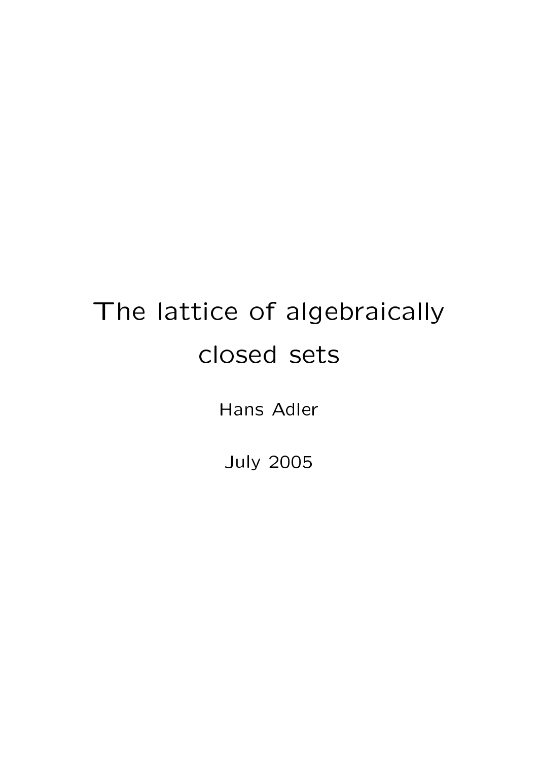# The lattice of algebraically closed sets

Hans Adler

July 2005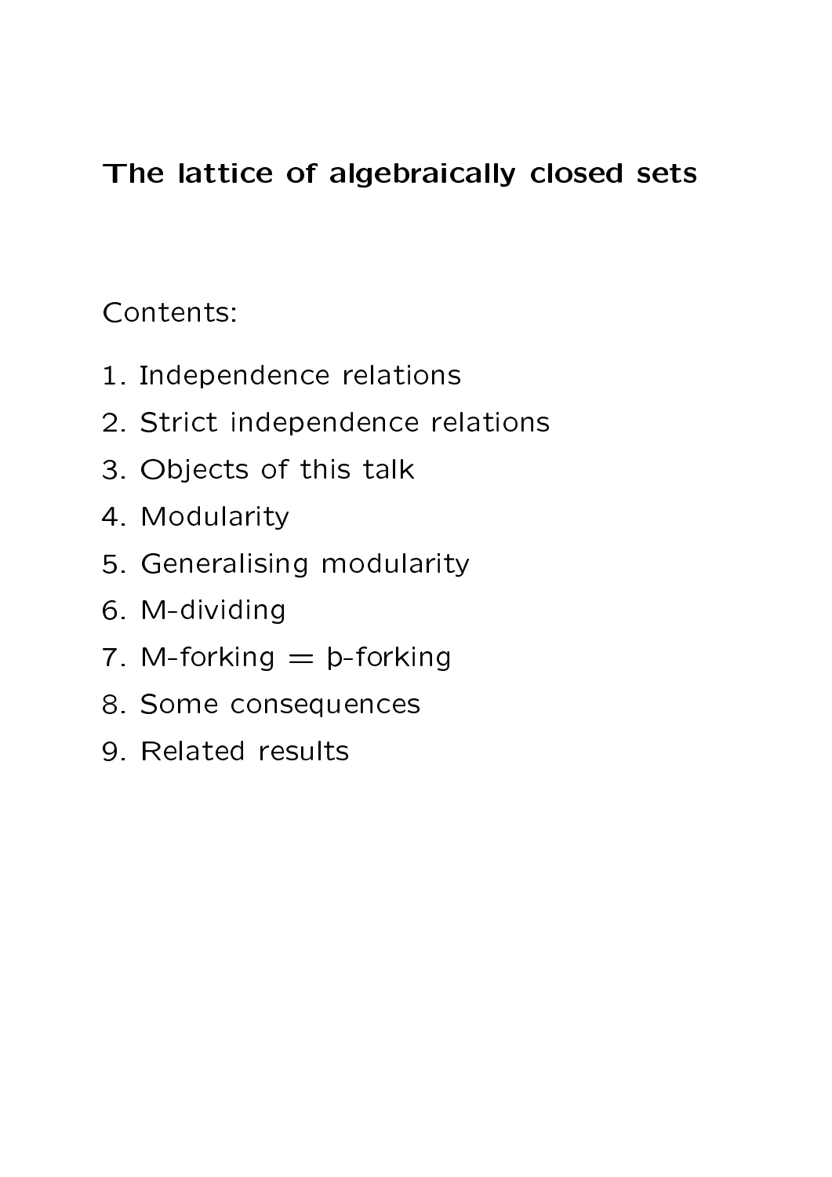**The lattice of algebraically closed sets**

Contents:

1. Independence relations
2. Strict independence relations
3. Objects of this talk
4. Modularity
5. Generalising modularity
6. M-dividing
7. M-forking = þ-forking
8. Some consequences
9. Related results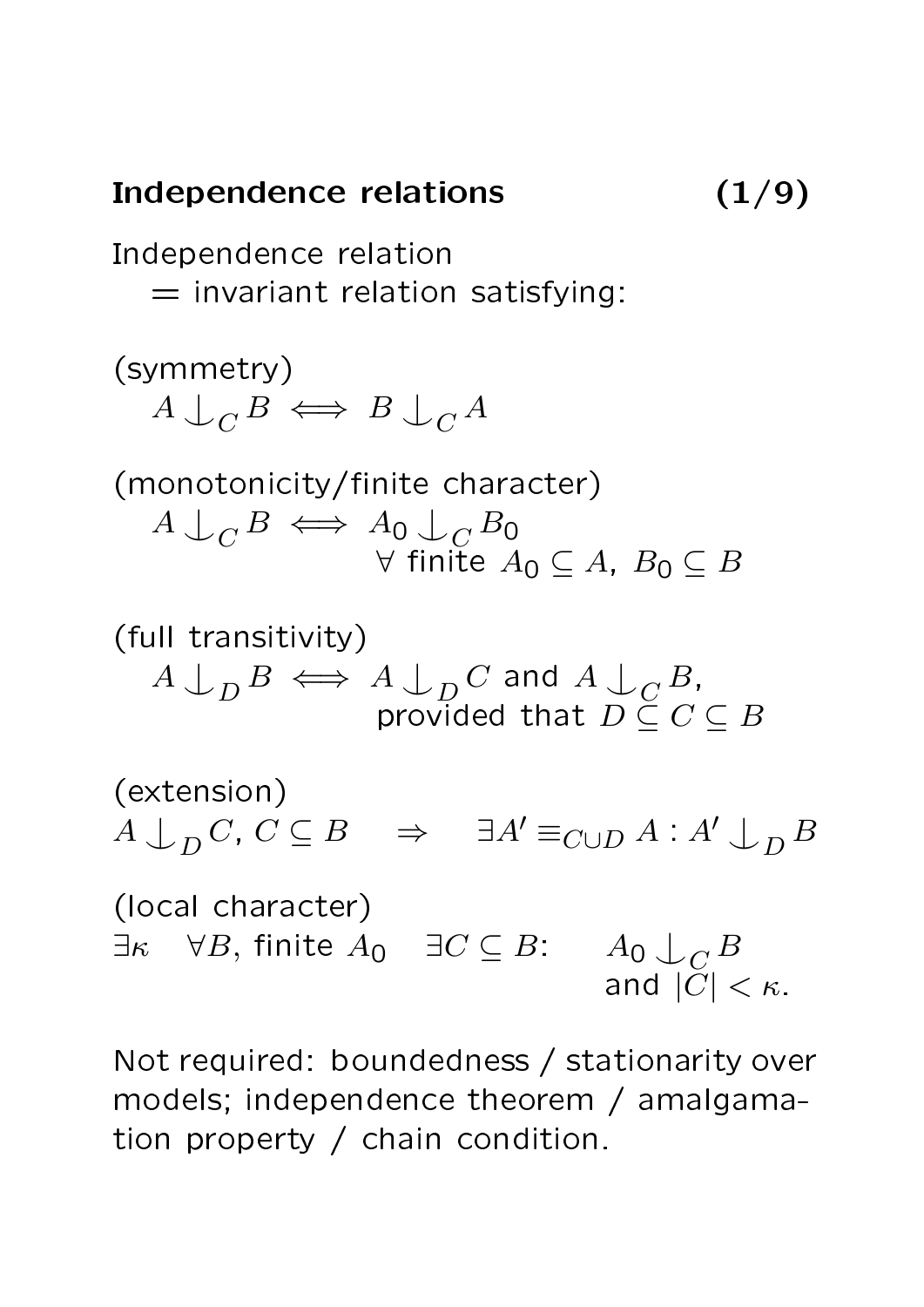## Independence relations (1/9)

Independence relation
  = invariant relation satisfying:

(symmetry)
  $A \mathop{\smile\!\!\!\!\!\mid}_C B \iff B \mathop{\smile\!\!\!\!\!\mid}_C A$

(monotonicity/finite character)
  $A \mathop{\smile\!\!\!\!\!\mid}_C B \iff A_0 \mathop{\smile\!\!\!\!\!\mid}_C B_0$
  $\forall$ finite $A_0 \subseteq A$, $B_0 \subseteq B$

(full transitivity)
  $A \mathop{\smile\!\!\!\!\!\mid}_D B \iff A \mathop{\smile\!\!\!\!\!\mid}_D C$ and $A \mathop{\smile\!\!\!\!\!\mid}_C B$,
  provided that $D \subseteq C \subseteq B$

(extension)
$A \mathop{\smile\!\!\!\!\!\mid}_D C$, $C \subseteq B \quad \Rightarrow \quad \exists A' \equiv_{C \cup D} A : A' \mathop{\smile\!\!\!\!\!\mid}_D B$

(local character)
$\exists \kappa \quad \forall B$, finite $A_0 \quad \exists C \subseteq B$: $\quad A_0 \mathop{\smile\!\!\!\!\!\mid}_C B$ and $|C| < \kappa$.

Not required: boundedness / stationarity over models; independence theorem / amalgamation property / chain condition.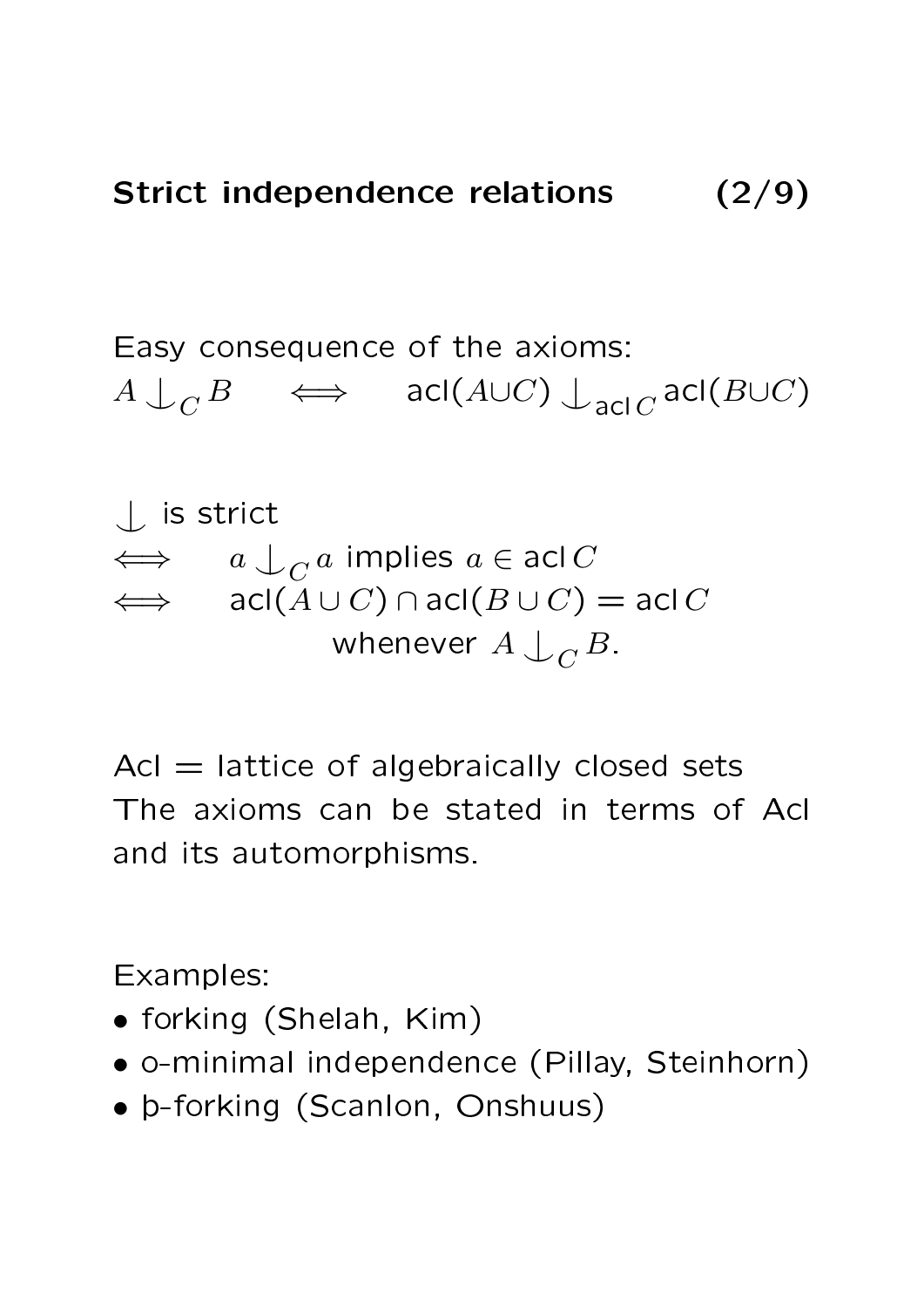## Strict independence relations (2/9)

Easy consequence of the axioms:
$A \mathop{\smile\!\!\!\!\!\!\;|}_C B \iff \mathrm{acl}(A \cup C) \mathop{\smile\!\!\!\!\!\!\;|}_{\mathrm{acl}\, C} \mathrm{acl}(B \cup C)$

$\mathop{\smile\!\!\!\!\!\!\;|}$ is strict
$\iff \quad a \mathop{\smile\!\!\!\!\!\!\;|}_C a$ implies $a \in \mathrm{acl}\, C$
$\iff \quad \mathrm{acl}(A \cup C) \cap \mathrm{acl}(B \cup C) = \mathrm{acl}\, C$ whenever $A \mathop{\smile\!\!\!\!\!\!\;|}_C B$.

Acl = lattice of algebraically closed sets
The axioms can be stated in terms of Acl and its automorphisms.

Examples:

- forking (Shelah, Kim)
- o-minimal independence (Pillay, Steinhorn)
- þ-forking (Scanlon, Onshuus)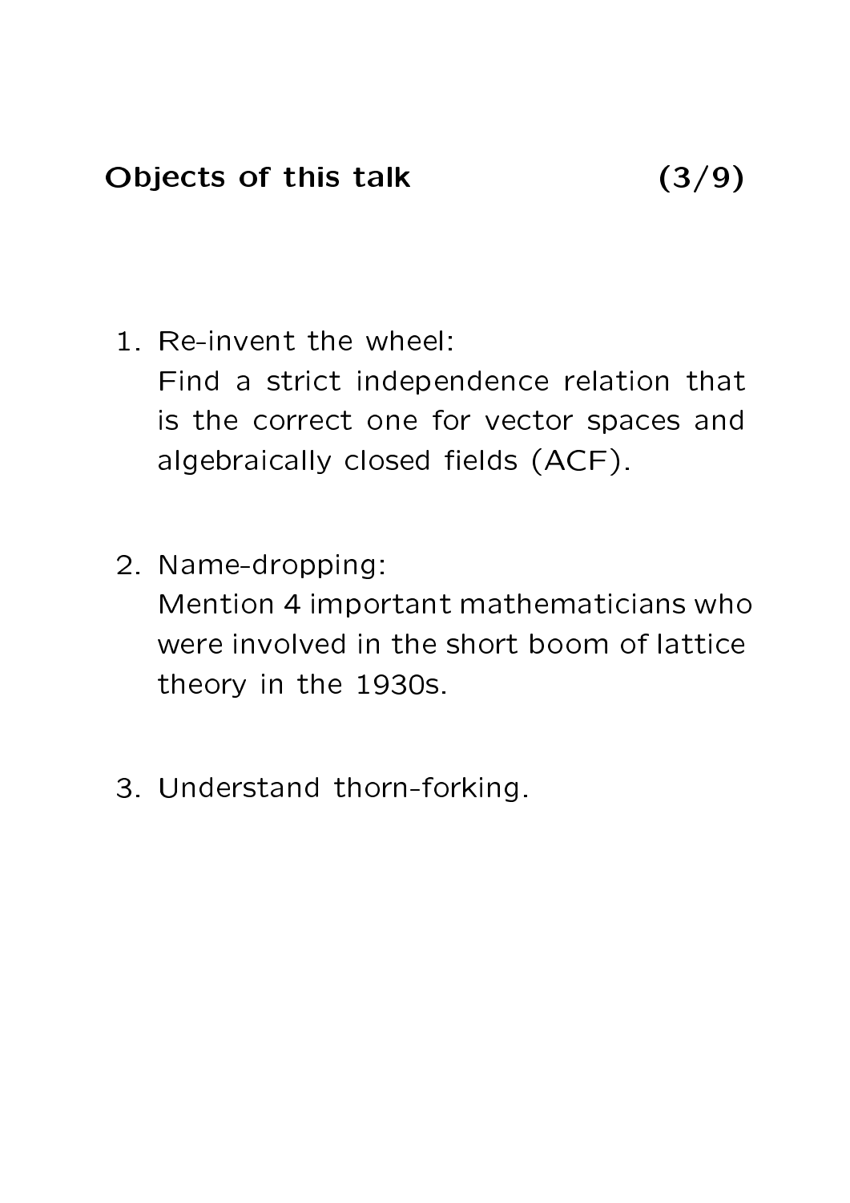## Objects of this talk

1. Re-invent the wheel:
   Find a strict independence relation that is the correct one for vector spaces and algebraically closed fields (ACF).

2. Name-dropping:
   Mention 4 important mathematicians who were involved in the short boom of lattice theory in the 1930s.

3. Understand thorn-forking.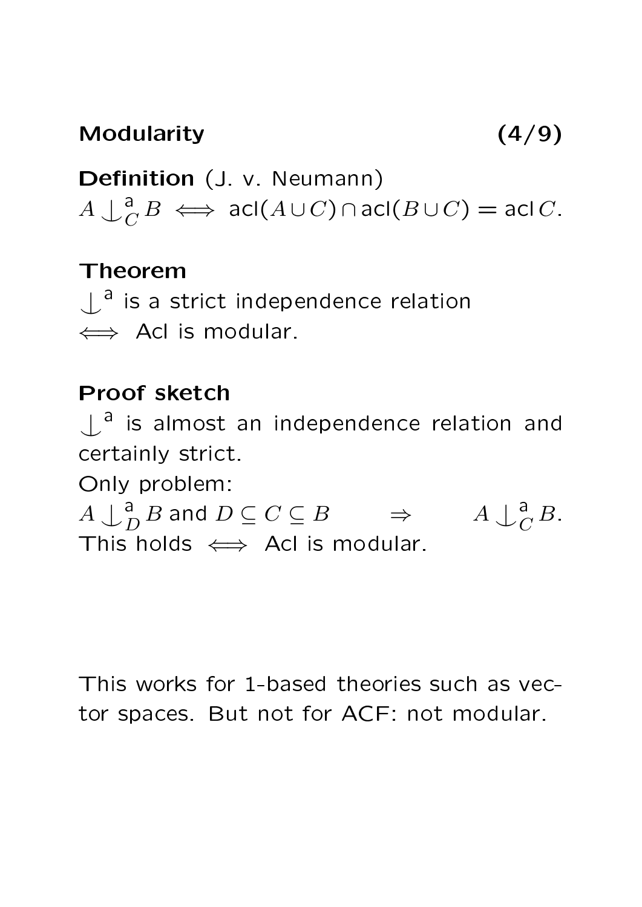## Modularity

**Definition** (J. v. Neumann)
$A \mathop{\smile\!\!\!\!\!\!|}^{\mathrm{a}}_{C} B \iff \mathrm{acl}(A \cup C) \cap \mathrm{acl}(B \cup C) = \mathrm{acl}\, C$.

**Theorem**
$\mathop{\smile\!\!\!\!\!\!|}^{\mathrm{a}}$ is a strict independence relation
$\iff$ Acl is modular.

**Proof sketch**
$\mathop{\smile\!\!\!\!\!\!|}^{\mathrm{a}}$ is almost an independence relation and certainly strict.
Only problem:
$A \mathop{\smile\!\!\!\!\!\!|}^{\mathrm{a}}_{D} B$ and $D \subseteq C \subseteq B \quad \Rightarrow \quad A \mathop{\smile\!\!\!\!\!\!|}^{\mathrm{a}}_{C} B$.
This holds $\iff$ Acl is modular.

This works for 1-based theories such as vector spaces. But not for ACF: not modular.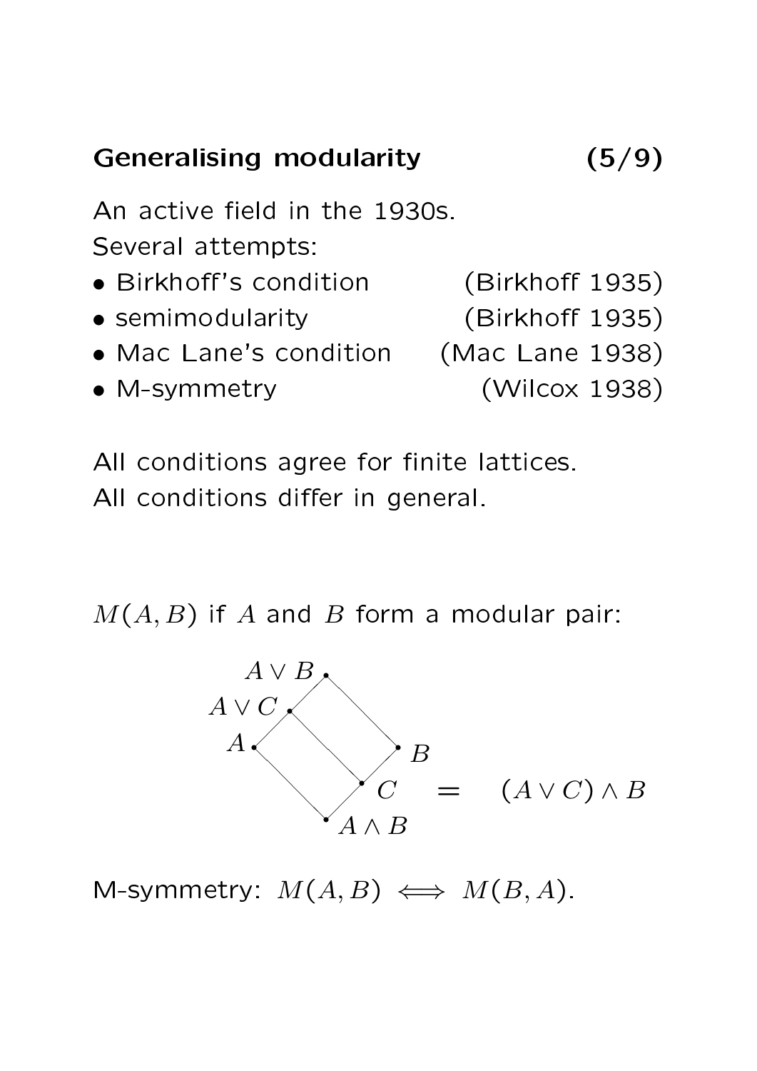## Generalising modularity (5/9)

An active field in the 1930s.
Several attempts:

- Birkhoff's condition (Birkhoff 1935)
- semimodularity (Birkhoff 1935)
- Mac Lane's condition (Mac Lane 1938)
- M-symmetry (Wilcox 1938)

All conditions agree for finite lattices.
All conditions differ in general.

$M(A, B)$ if $A$ and $B$ form a modular pair:

$A \vee B$, $A \vee C$, $A$, $B$, $C = (A \vee C) \wedge B$, $A \wedge B$

M-symmetry: $M(A, B) \iff M(B, A)$.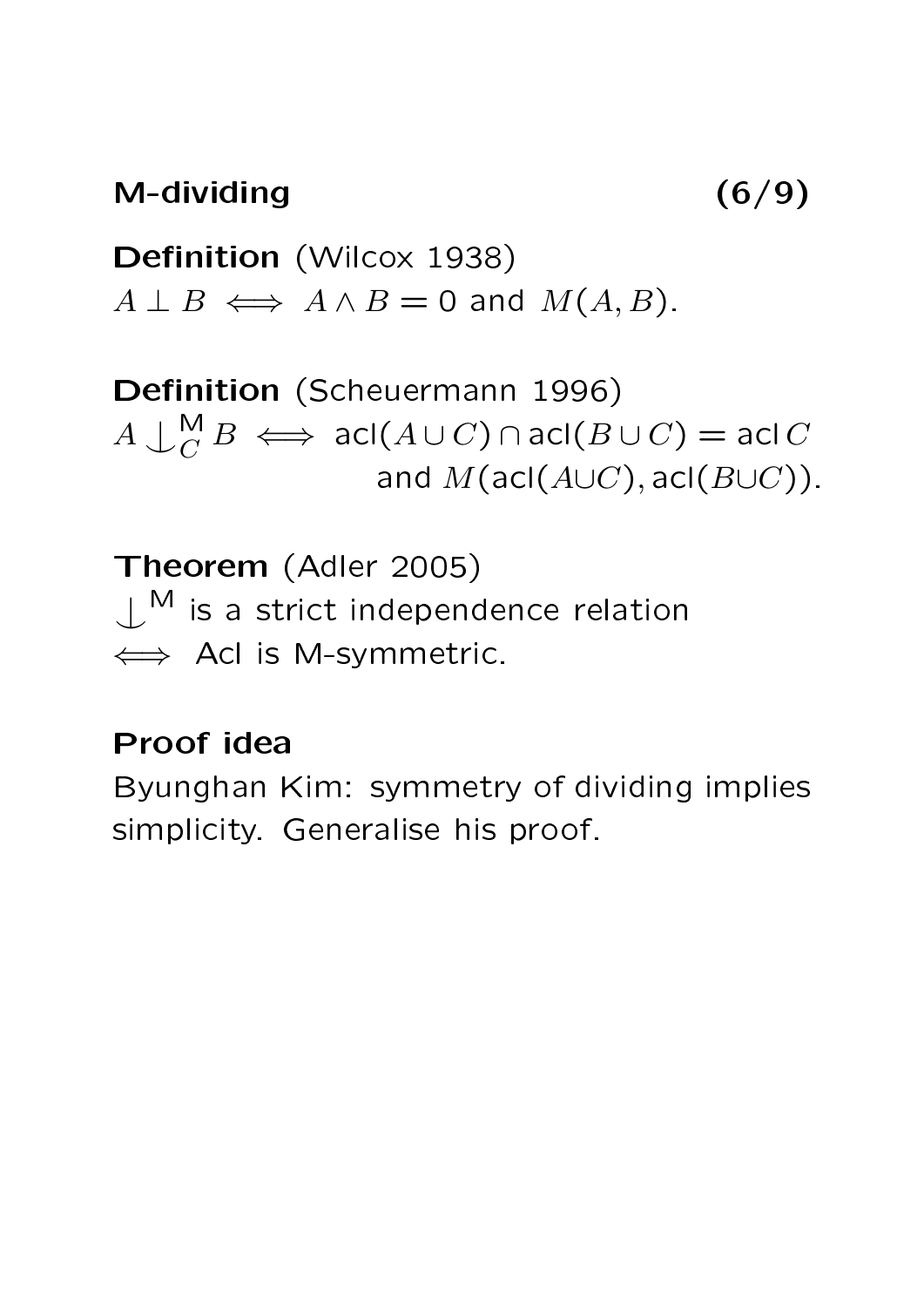## M-dividing (6/9)

**Definition** (Wilcox 1938)
$A \perp B \iff A \wedge B = 0$ and $M(A, B)$.

**Definition** (Scheuermann 1996)
$A \mathop{\smile\!\!\!\!\!\!|}^{\mathsf{M}}_{C} B \iff \operatorname{acl}(A \cup C) \cap \operatorname{acl}(B \cup C) = \operatorname{acl} C$
and $M(\operatorname{acl}(A \cup C), \operatorname{acl}(B \cup C))$.

**Theorem** (Adler 2005)
$\mathop{\smile\!\!\!\!\!\!|}^{\mathsf{M}}$ is a strict independence relation
$\iff$ Acl is M-symmetric.

**Proof idea**
Byunghan Kim: symmetry of dividing implies simplicity. Generalise his proof.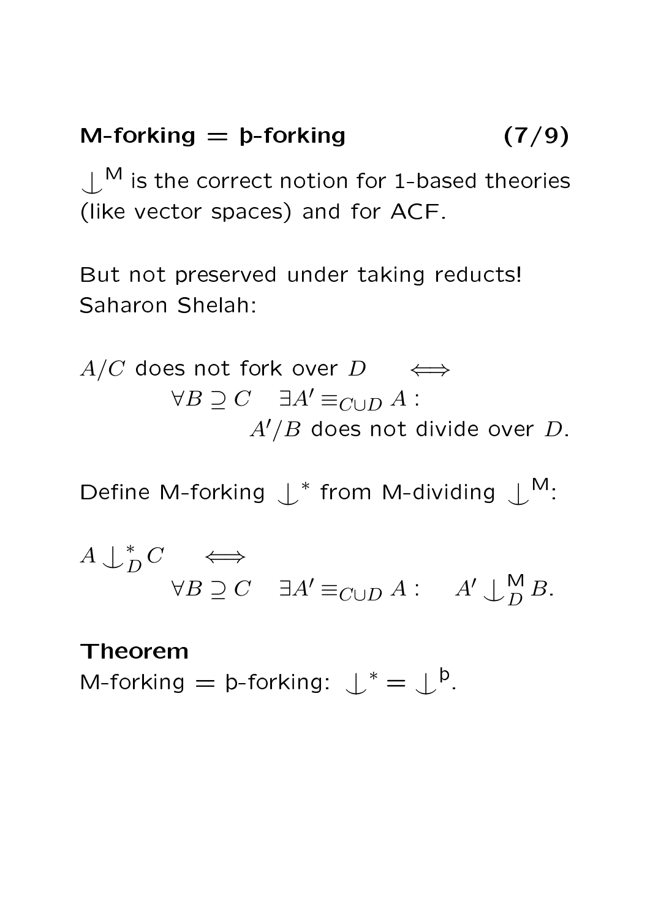## M-forking = þ-forking

$\mathop{\smile\!\!\!\!\!\!\mid}^{\mathsf{M}}$ is the correct notion for 1-based theories (like vector spaces) and for ACF.

But not preserved under taking reducts!
Saharon Shelah:

$$A/C \text{ does not fork over } D \iff \forall B \supseteq C \quad \exists A' \equiv_{C \cup D} A : \quad A'/B \text{ does not divide over } D.$$

Define M-forking $\mathop{\smile\!\!\!\!\!\!\mid}^{*}$ from M-dividing $\mathop{\smile\!\!\!\!\!\!\mid}^{\mathsf{M}}$:

$$A \mathop{\smile\!\!\!\!\!\!\mid}^{*}_{D} C \iff \forall B \supseteq C \quad \exists A' \equiv_{C \cup D} A : \quad A' \mathop{\smile\!\!\!\!\!\!\mid}^{\mathsf{M}}_{D} B.$$

**Theorem**
M-forking = þ-forking: $\mathop{\smile\!\!\!\!\!\!\mid}^{*} = \mathop{\smile\!\!\!\!\!\!\mid}^{\text{þ}}$.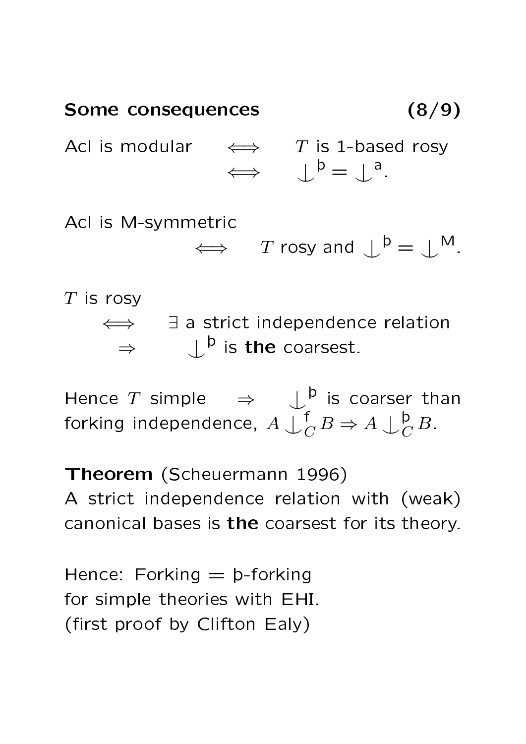**Some consequences (8/9)**

Acl is modular $\iff$ $T$ is 1-based rosy
$\iff$ $\mathop{\smile\!\!\!\!\!\!|}\,^{\text{þ}} = \mathop{\smile\!\!\!\!\!\!|}\,^{\text{a}}$.

Acl is M-symmetric
$\iff$ $T$ rosy and $\mathop{\smile\!\!\!\!\!\!|}\,^{\text{þ}} = \mathop{\smile\!\!\!\!\!\!|}\,^{\text{M}}$.

$T$ is rosy
$\iff$ $\exists$ a strict independence relation
$\Rightarrow$ $\mathop{\smile\!\!\!\!\!\!|}\,^{\text{þ}}$ is **the** coarsest.

Hence $T$ simple $\Rightarrow$ $\mathop{\smile\!\!\!\!\!\!|}\,^{\text{þ}}$ is coarser than forking independence, $A \mathop{\smile\!\!\!\!\!\!|}\,^{\text{f}}_{C} B \Rightarrow A \mathop{\smile\!\!\!\!\!\!|}\,^{\text{þ}}_{C} B$.

**Theorem** (Scheuermann 1996)
A strict independence relation with (weak) canonical bases is **the** coarsest for its theory.

Hence: Forking = þ-forking
for simple theories with EHI.
(first proof by Clifton Ealy)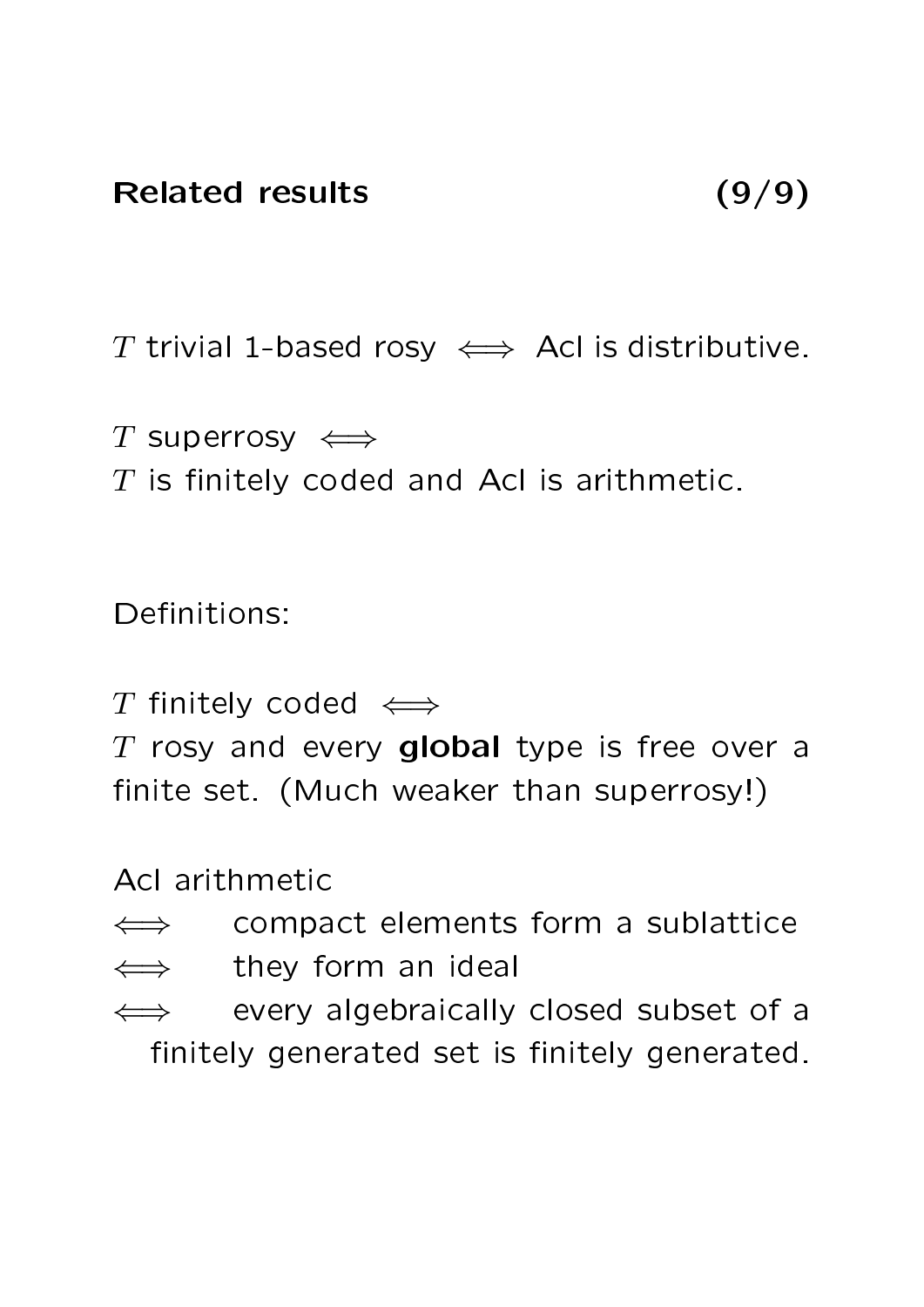## Related results (9/9)

$T$ trivial 1-based rosy $\iff$ Acl is distributive.

$T$ superrosy $\iff$
$T$ is finitely coded and Acl is arithmetic.

Definitions:

$T$ finitely coded $\iff$
$T$ rosy and every **global** type is free over a finite set. (Much weaker than superrosy!)

Acl arithmetic
$\iff$ compact elements form a sublattice
$\iff$ they form an ideal
$\iff$ every algebraically closed subset of a finitely generated set is finitely generated.